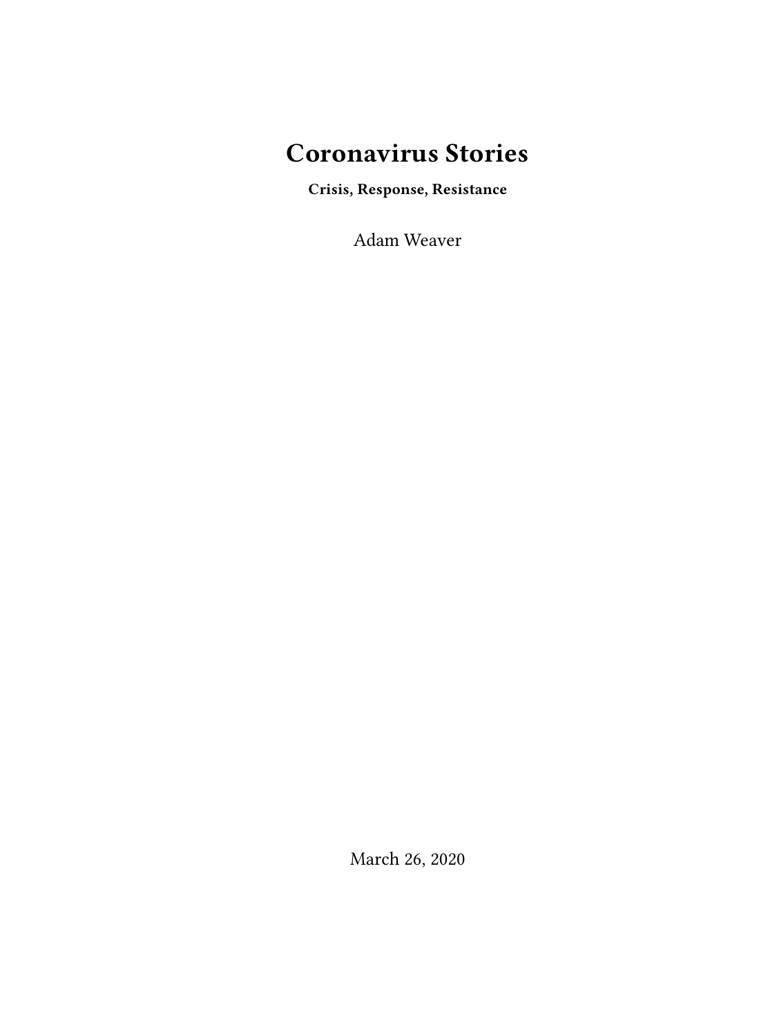# Coronavirus Stories

**Crisis, Response, Resistance**

Adam Weaver

March 26, 2020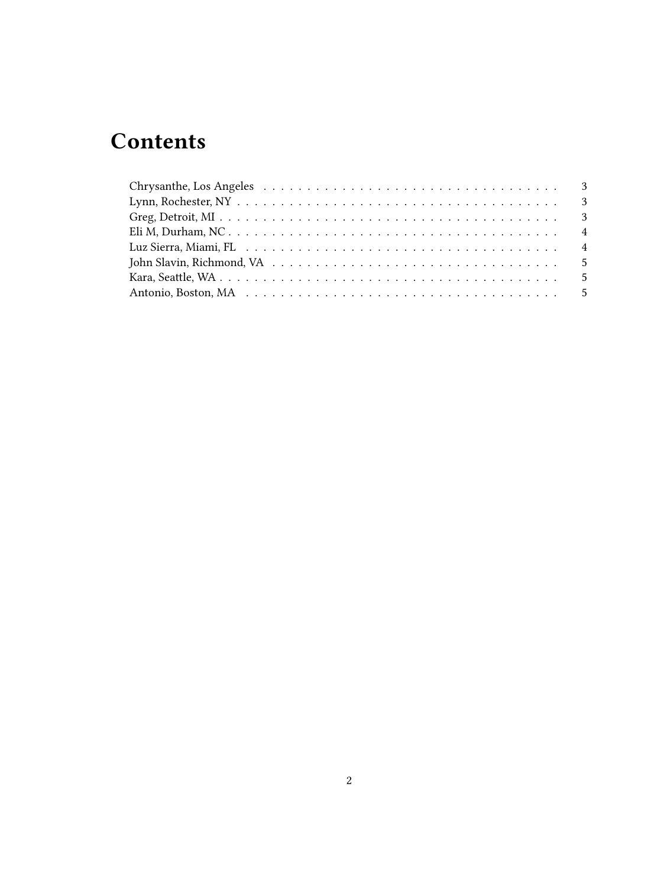# Contents

- Chrysanthe, Los Angeles — 3
- Lynn, Rochester, NY — 3
- Greg, Detroit, MI — 3
- Eli M, Durham, NC — 4
- Luz Sierra, Miami, FL — 4
- John Slavin, Richmond, VA — 5
- Kara, Seattle, WA — 5
- Antonio, Boston, MA — 5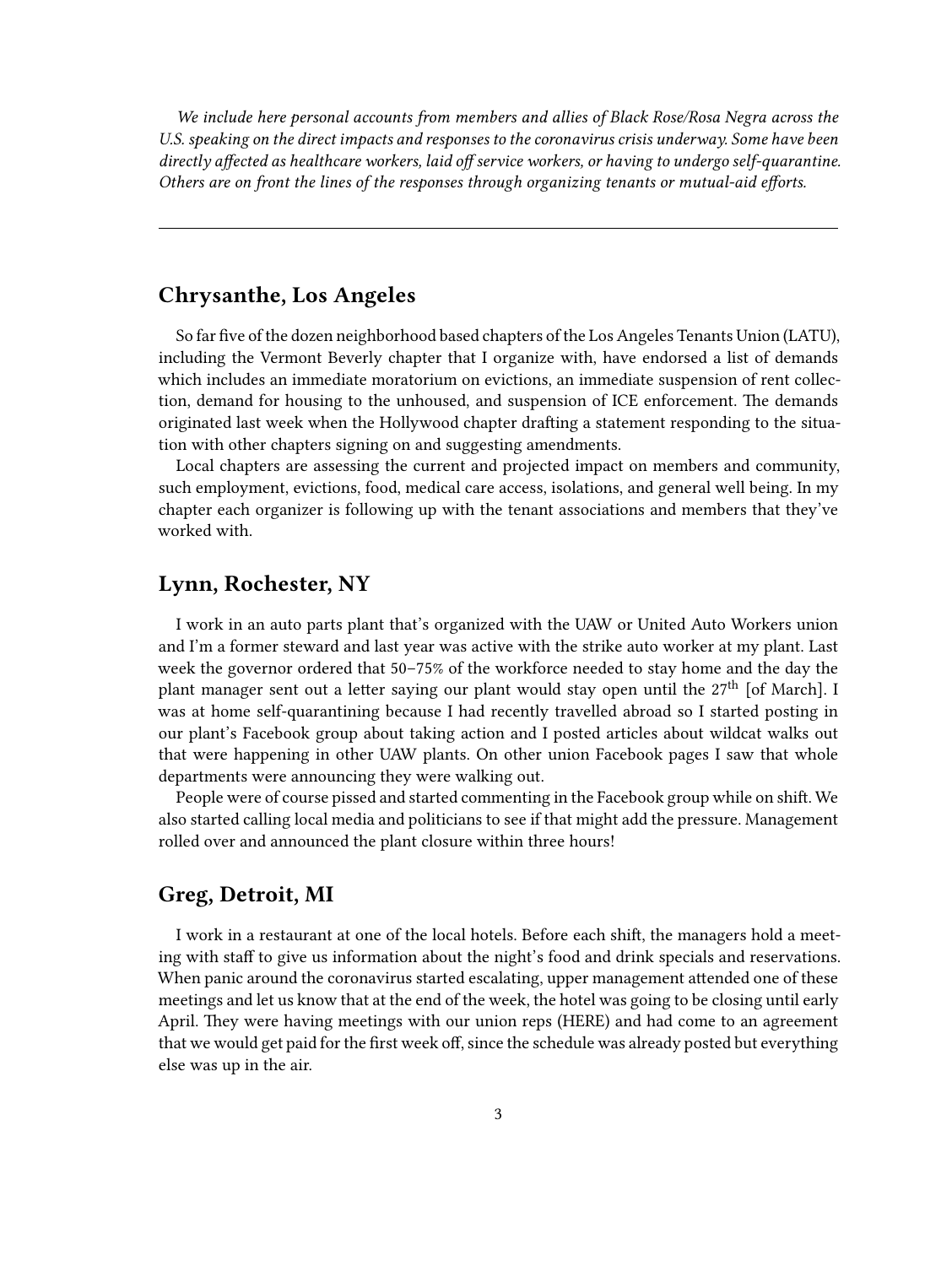*We include here personal accounts from members and allies of Black Rose/Rosa Negra across the U.S. speaking on the direct impacts and responses to the coronavirus crisis underway. Some have been directly affected as healthcare workers, laid off service workers, or having to undergo self-quarantine. Others are on front the lines of the responses through organizing tenants or mutual-aid efforts.*

---

## Chrysanthe, Los Angeles

So far five of the dozen neighborhood based chapters of the Los Angeles Tenants Union (LATU), including the Vermont Beverly chapter that I organize with, have endorsed a list of demands which includes an immediate moratorium on evictions, an immediate suspension of rent collection, demand for housing to the unhoused, and suspension of ICE enforcement. The demands originated last week when the Hollywood chapter drafting a statement responding to the situation with other chapters signing on and suggesting amendments.

Local chapters are assessing the current and projected impact on members and community, such employment, evictions, food, medical care access, isolations, and general well being. In my chapter each organizer is following up with the tenant associations and members that they've worked with.

## Lynn, Rochester, NY

I work in an auto parts plant that's organized with the UAW or United Auto Workers union and I'm a former steward and last year was active with the strike auto worker at my plant. Last week the governor ordered that 50–75% of the workforce needed to stay home and the day the plant manager sent out a letter saying our plant would stay open until the 27th [of March]. I was at home self-quarantining because I had recently travelled abroad so I started posting in our plant's Facebook group about taking action and I posted articles about wildcat walks out that were happening in other UAW plants. On other union Facebook pages I saw that whole departments were announcing they were walking out.

People were of course pissed and started commenting in the Facebook group while on shift. We also started calling local media and politicians to see if that might add the pressure. Management rolled over and announced the plant closure within three hours!

## Greg, Detroit, MI

I work in a restaurant at one of the local hotels. Before each shift, the managers hold a meeting with staff to give us information about the night's food and drink specials and reservations. When panic around the coronavirus started escalating, upper management attended one of these meetings and let us know that at the end of the week, the hotel was going to be closing until early April. They were having meetings with our union reps (HERE) and had come to an agreement that we would get paid for the first week off, since the schedule was already posted but everything else was up in the air.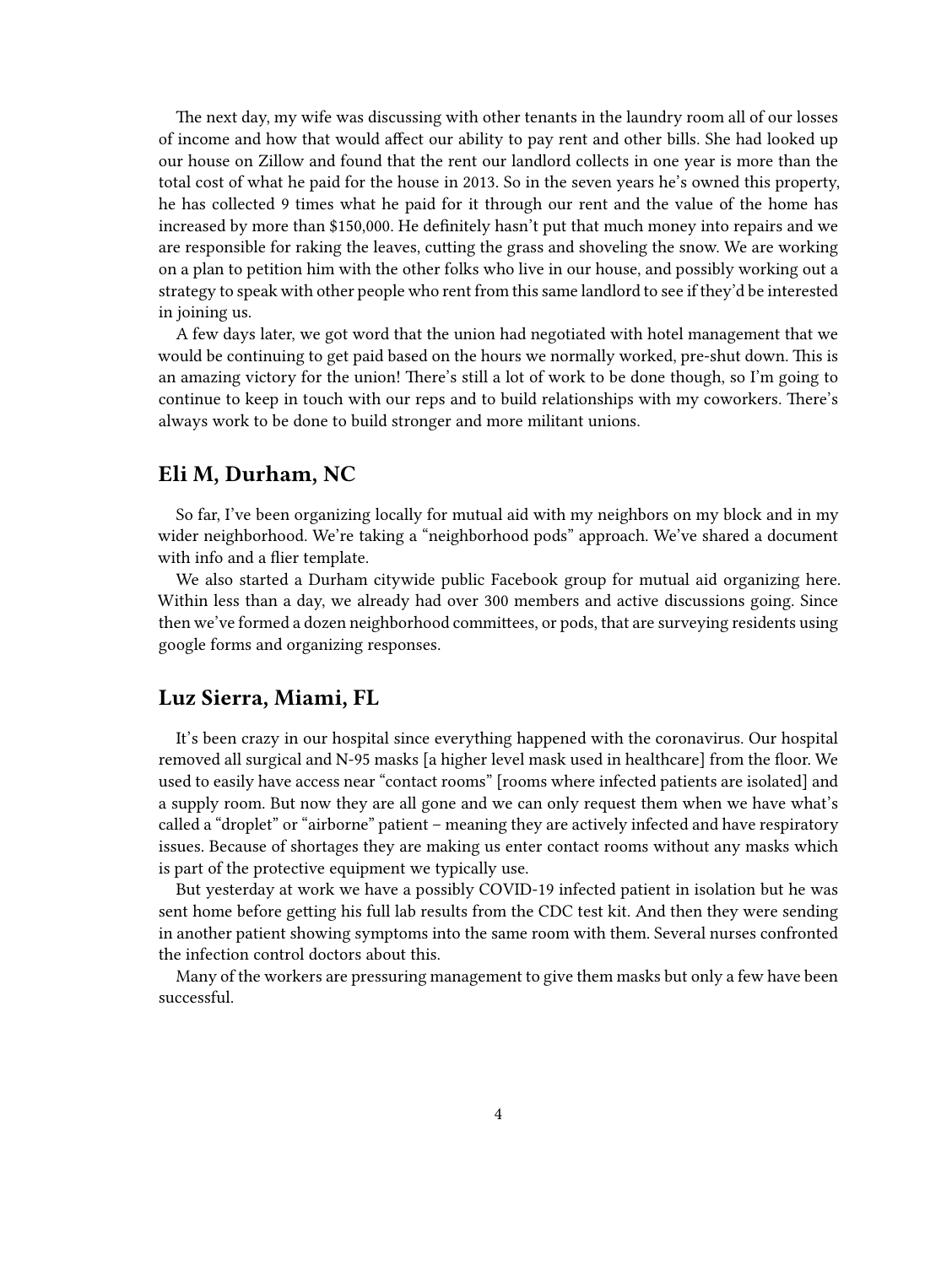The next day, my wife was discussing with other tenants in the laundry room all of our losses of income and how that would affect our ability to pay rent and other bills. She had looked up our house on Zillow and found that the rent our landlord collects in one year is more than the total cost of what he paid for the house in 2013. So in the seven years he's owned this property, he has collected 9 times what he paid for it through our rent and the value of the home has increased by more than $150,000. He definitely hasn't put that much money into repairs and we are responsible for raking the leaves, cutting the grass and shoveling the snow. We are working on a plan to petition him with the other folks who live in our house, and possibly working out a strategy to speak with other people who rent from this same landlord to see if they'd be interested in joining us.

A few days later, we got word that the union had negotiated with hotel management that we would be continuing to get paid based on the hours we normally worked, pre-shut down. This is an amazing victory for the union! There's still a lot of work to be done though, so I'm going to continue to keep in touch with our reps and to build relationships with my coworkers. There's always work to be done to build stronger and more militant unions.

## Eli M, Durham, NC

So far, I've been organizing locally for mutual aid with my neighbors on my block and in my wider neighborhood. We're taking a "neighborhood pods" approach. We've shared a document with info and a flier template.

We also started a Durham citywide public Facebook group for mutual aid organizing here. Within less than a day, we already had over 300 members and active discussions going. Since then we've formed a dozen neighborhood committees, or pods, that are surveying residents using google forms and organizing responses.

## Luz Sierra, Miami, FL

It's been crazy in our hospital since everything happened with the coronavirus. Our hospital removed all surgical and N-95 masks [a higher level mask used in healthcare] from the floor. We used to easily have access near "contact rooms" [rooms where infected patients are isolated] and a supply room. But now they are all gone and we can only request them when we have what's called a "droplet" or "airborne" patient – meaning they are actively infected and have respiratory issues. Because of shortages they are making us enter contact rooms without any masks which is part of the protective equipment we typically use.

But yesterday at work we have a possibly COVID-19 infected patient in isolation but he was sent home before getting his full lab results from the CDC test kit. And then they were sending in another patient showing symptoms into the same room with them. Several nurses confronted the infection control doctors about this.

Many of the workers are pressuring management to give them masks but only a few have been successful.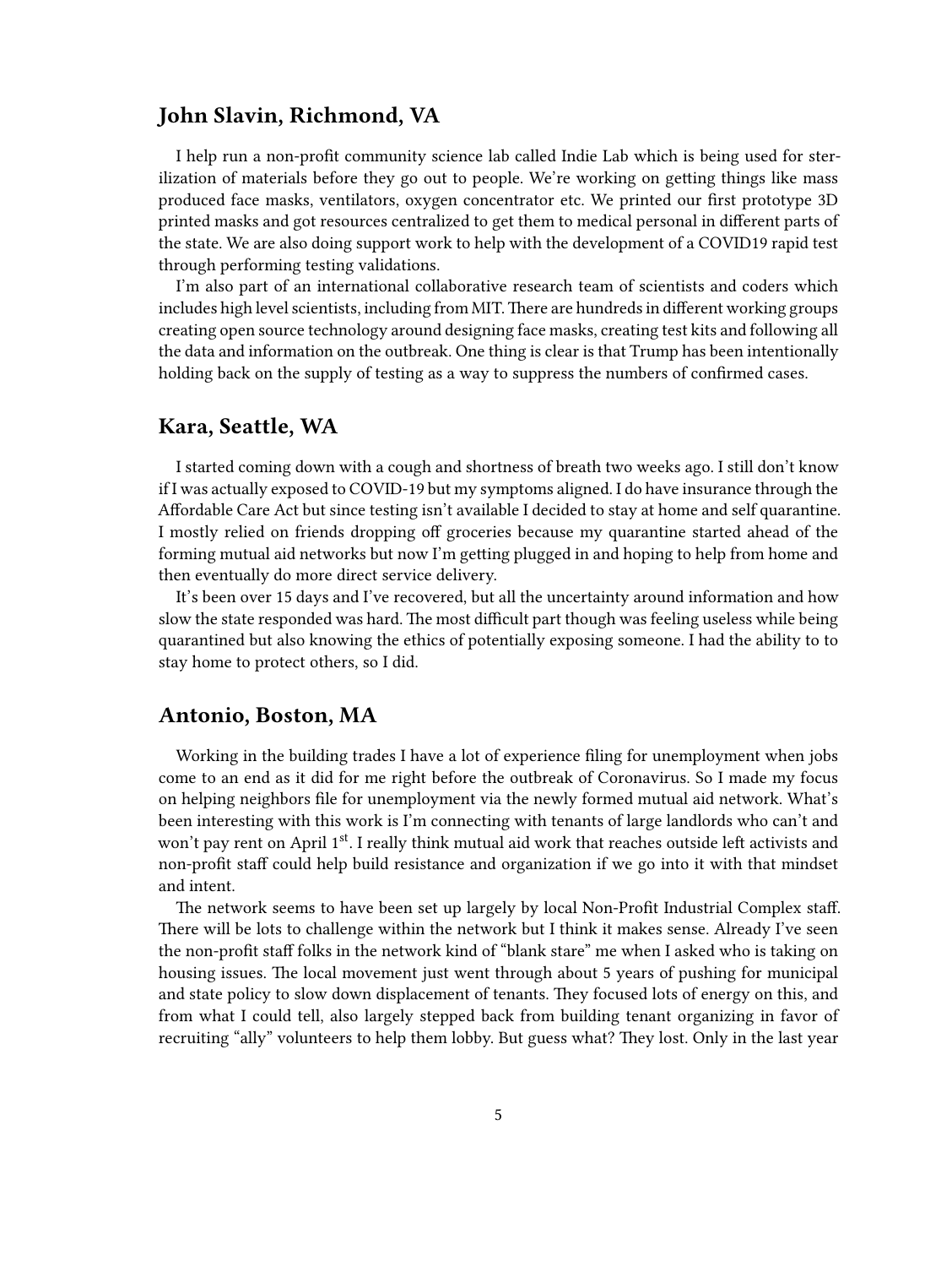## John Slavin, Richmond, VA

I help run a non-profit community science lab called Indie Lab which is being used for sterilization of materials before they go out to people. We're working on getting things like mass produced face masks, ventilators, oxygen concentrator etc. We printed our first prototype 3D printed masks and got resources centralized to get them to medical personal in different parts of the state. We are also doing support work to help with the development of a COVID19 rapid test through performing testing validations.

I'm also part of an international collaborative research team of scientists and coders which includes high level scientists, including from MIT. There are hundreds in different working groups creating open source technology around designing face masks, creating test kits and following all the data and information on the outbreak. One thing is clear is that Trump has been intentionally holding back on the supply of testing as a way to suppress the numbers of confirmed cases.

## Kara, Seattle, WA

I started coming down with a cough and shortness of breath two weeks ago. I still don't know if I was actually exposed to COVID-19 but my symptoms aligned. I do have insurance through the Affordable Care Act but since testing isn't available I decided to stay at home and self quarantine. I mostly relied on friends dropping off groceries because my quarantine started ahead of the forming mutual aid networks but now I'm getting plugged in and hoping to help from home and then eventually do more direct service delivery.

It's been over 15 days and I've recovered, but all the uncertainty around information and how slow the state responded was hard. The most difficult part though was feeling useless while being quarantined but also knowing the ethics of potentially exposing someone. I had the ability to to stay home to protect others, so I did.

## Antonio, Boston, MA

Working in the building trades I have a lot of experience filing for unemployment when jobs come to an end as it did for me right before the outbreak of Coronavirus. So I made my focus on helping neighbors file for unemployment via the newly formed mutual aid network. What's been interesting with this work is I'm connecting with tenants of large landlords who can't and won't pay rent on April 1st. I really think mutual aid work that reaches outside left activists and non-profit staff could help build resistance and organization if we go into it with that mindset and intent.

The network seems to have been set up largely by local Non-Profit Industrial Complex staff. There will be lots to challenge within the network but I think it makes sense. Already I've seen the non-profit staff folks in the network kind of "blank stare" me when I asked who is taking on housing issues. The local movement just went through about 5 years of pushing for municipal and state policy to slow down displacement of tenants. They focused lots of energy on this, and from what I could tell, also largely stepped back from building tenant organizing in favor of recruiting "ally" volunteers to help them lobby. But guess what? They lost. Only in the last year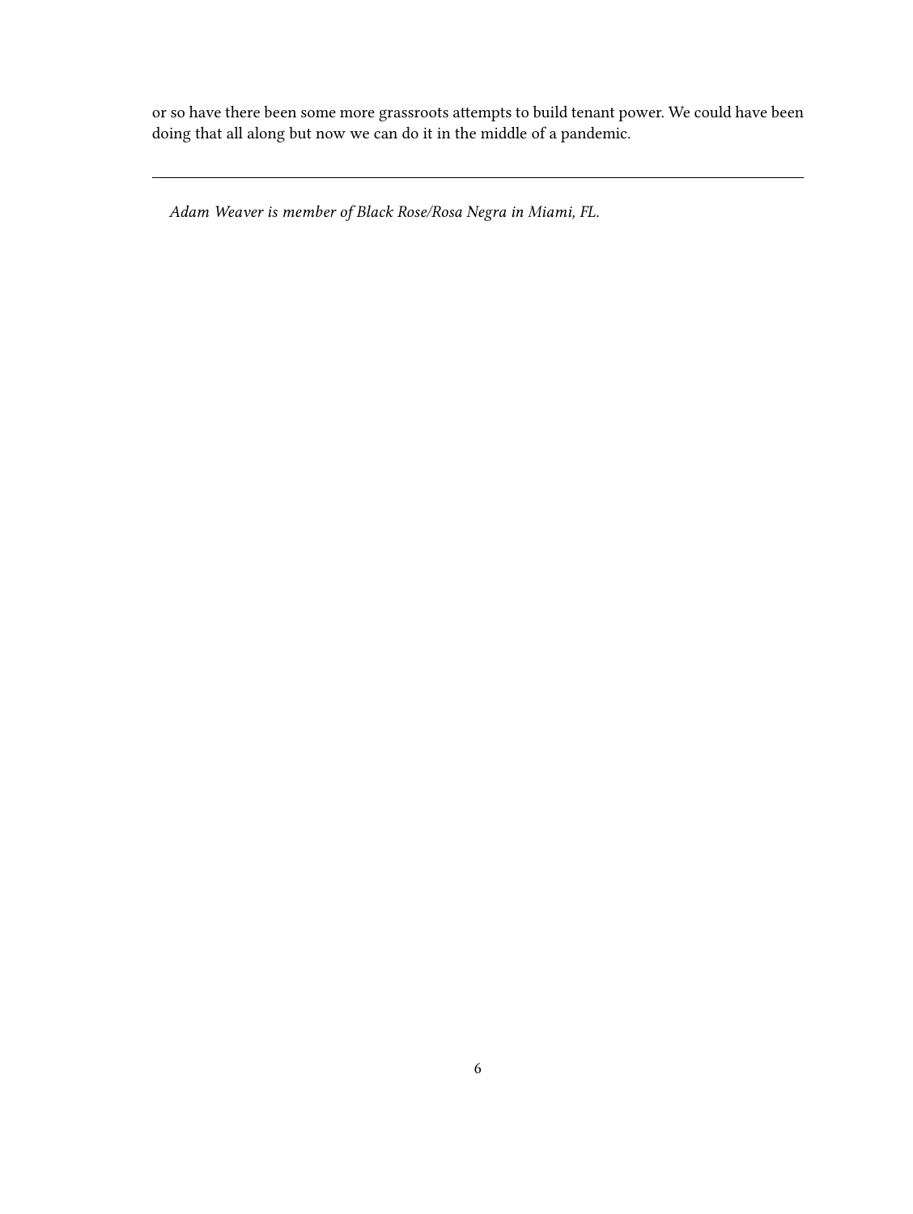or so have there been some more grassroots attempts to build tenant power. We could have been doing that all along but now we can do it in the middle of a pandemic.

---

*Adam Weaver is member of Black Rose/Rosa Negra in Miami, FL.*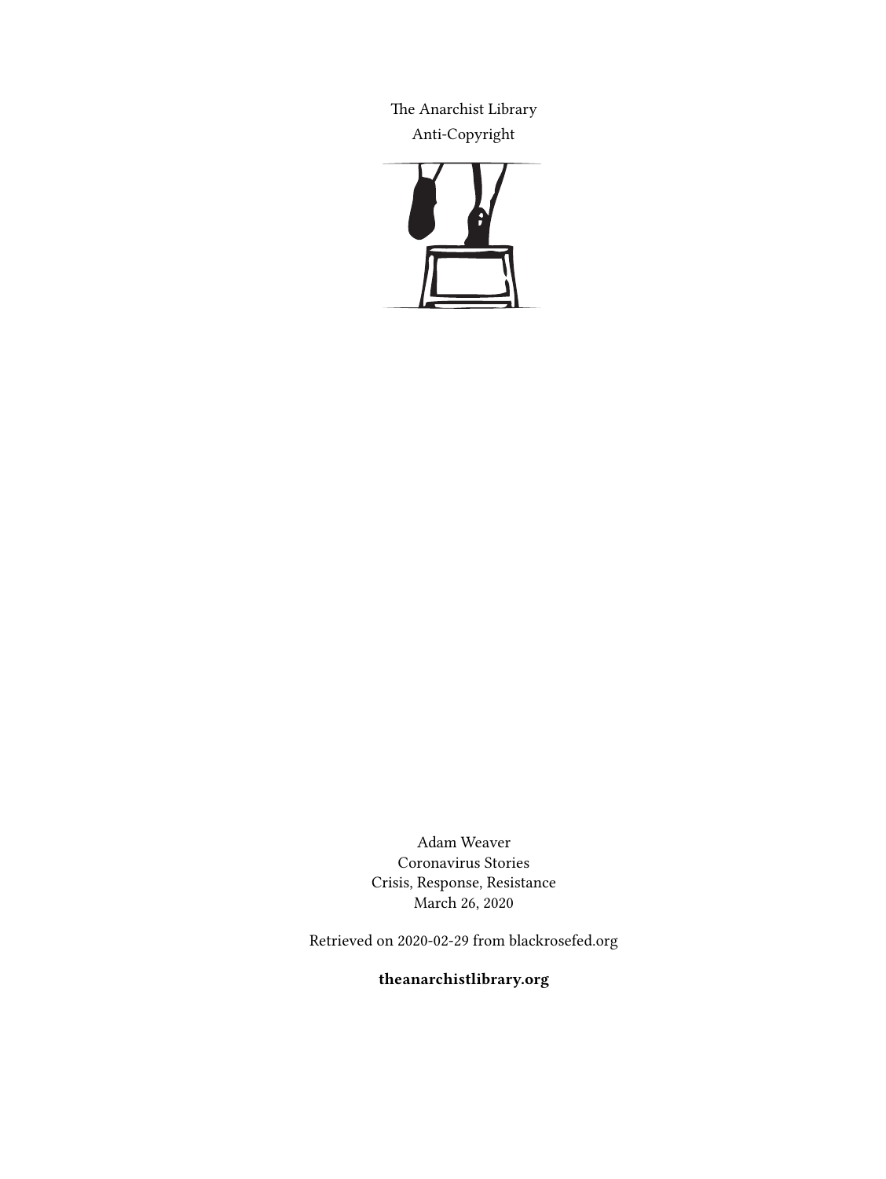The Anarchist Library
Anti-Copyright

Adam Weaver
Coronavirus Stories
Crisis, Response, Resistance
March 26, 2020

Retrieved on 2020-02-29 from blackrosefed.org

**theanarchistlibrary.org**